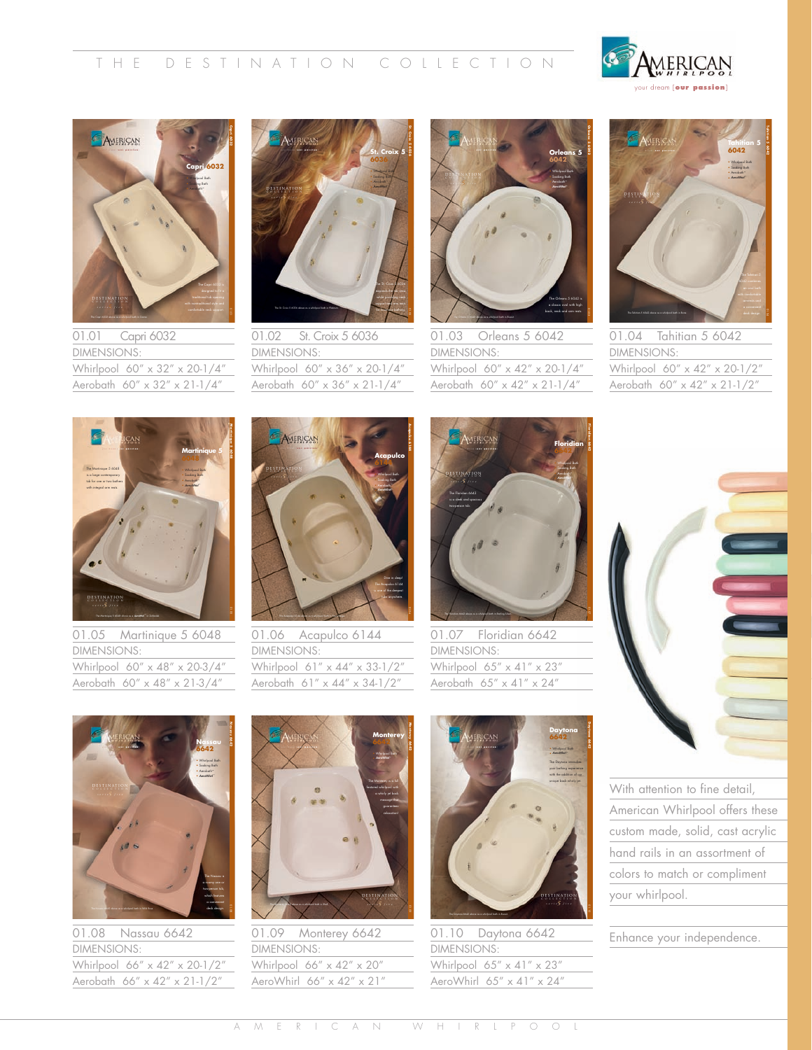# THE DESTINATION COLLECTION

AMERICAN WHIRLPOOL

your dream [our passion]

**01.01 Capri 6032**
DIMENSIONS:
Whirlpool 60″ x 32″ x 20-1/4″
Aerobath 60″ x 32″ x 21-1/4″

**01.02 St. Croix 5 6036**
DIMENSIONS:
Whirlpool 60″ x 36″ x 20-1/4″
Aerobath 60″ x 36″ x 21-1/4″

**01.03 Orleans 5 6042**
DIMENSIONS:
Whirlpool 60″ x 42″ x 20-1/4″
Aerobath 60″ x 42″ x 21-1/4″

**01.04 Tahitian 5 6042**
DIMENSIONS:
Whirlpool 60″ x 42″ x 20-1/2″
Aerobath 60″ x 42″ x 21-1/2″

**01.05 Martinique 5 6048**
DIMENSIONS:
Whirlpool 60″ x 48″ x 20-3/4″
Aerobath 60″ x 48″ x 21-3/4″

**01.06 Acapulco 6144**
DIMENSIONS:
Whirlpool 61″ x 44″ x 33-1/2″
Aerobath 61″ x 44″ x 34-1/2″

**01.07 Floridian 6642**
DIMENSIONS:
Whirlpool 65″ x 41″ x 23″
Aerobath 65″ x 41″ x 24″

**01.08 Nassau 6642**
DIMENSIONS:
Whirlpool 66″ x 42″ x 20-1/2″
Aerobath 66″ x 42″ x 21-1/2″

**01.09 Monterey 6642**
DIMENSIONS:
Whirlpool 66″ x 42″ x 20″
AeroWhirl 66″ x 42″ x 21″

**01.10 Daytona 6642**
DIMENSIONS:
Whirlpool 65″ x 41″ x 23″
AeroWhirl 65″ x 41″ x 24″

With attention to fine detail, American Whirlpool offers these custom made, solid, cast acrylic hand rails in an assortment of colors to match or compliment your whirlpool.

Enhance your independence.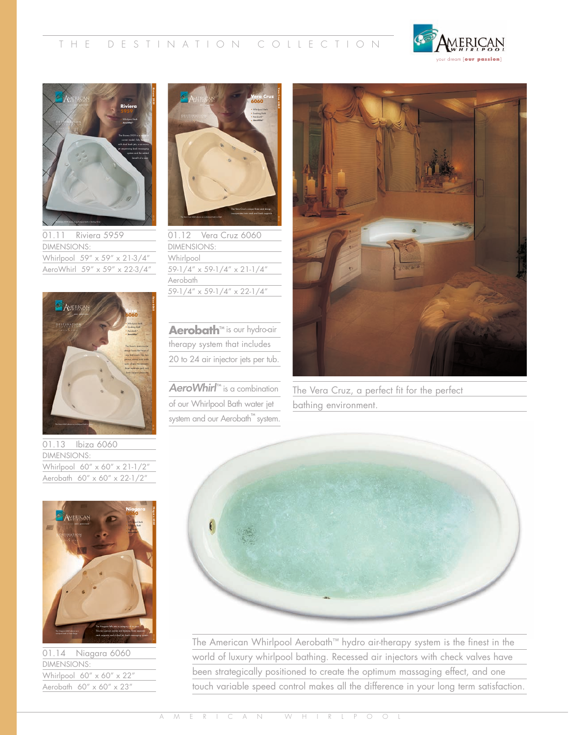# THE DESTINATION COLLECTION

01.11 Riviera 5959
DIMENSIONS:
Whirlpool 59″ x 59″ x 21-3/4″
AeroWhirl 59″ x 59″ x 22-3/4″

01.12 Vera Cruz 6060
DIMENSIONS:
Whirlpool
59-1/4″ x 59-1/4″ x 21-1/4″
Aerobath
59-1/4″ x 59-1/4″ x 22-1/4″

**Aerobath**™ is our hydro-air therapy system that includes 20 to 24 air injector jets per tub.

***AeroWhirl***™ is a combination of our Whirlpool Bath water jet system and our Aerobath™ system.

The Vera Cruz, a perfect fit for the perfect bathing environment.

01.13 Ibiza 6060
DIMENSIONS:
Whirlpool 60″ x 60″ x 21-1/2″
Aerobath 60″ x 60″ x 22-1/2″

01.14 Niagara 6060
DIMENSIONS:
Whirlpool 60″ x 60″ x 22″
Aerobath 60″ x 60″ x 23″

The American Whirlpool Aerobath™ hydro air-therapy system is the finest in the world of luxury whirlpool bathing. Recessed air injectors with check valves have been strategically positioned to create the optimum massaging effect, and one touch variable speed control makes all the difference in your long term satisfaction.